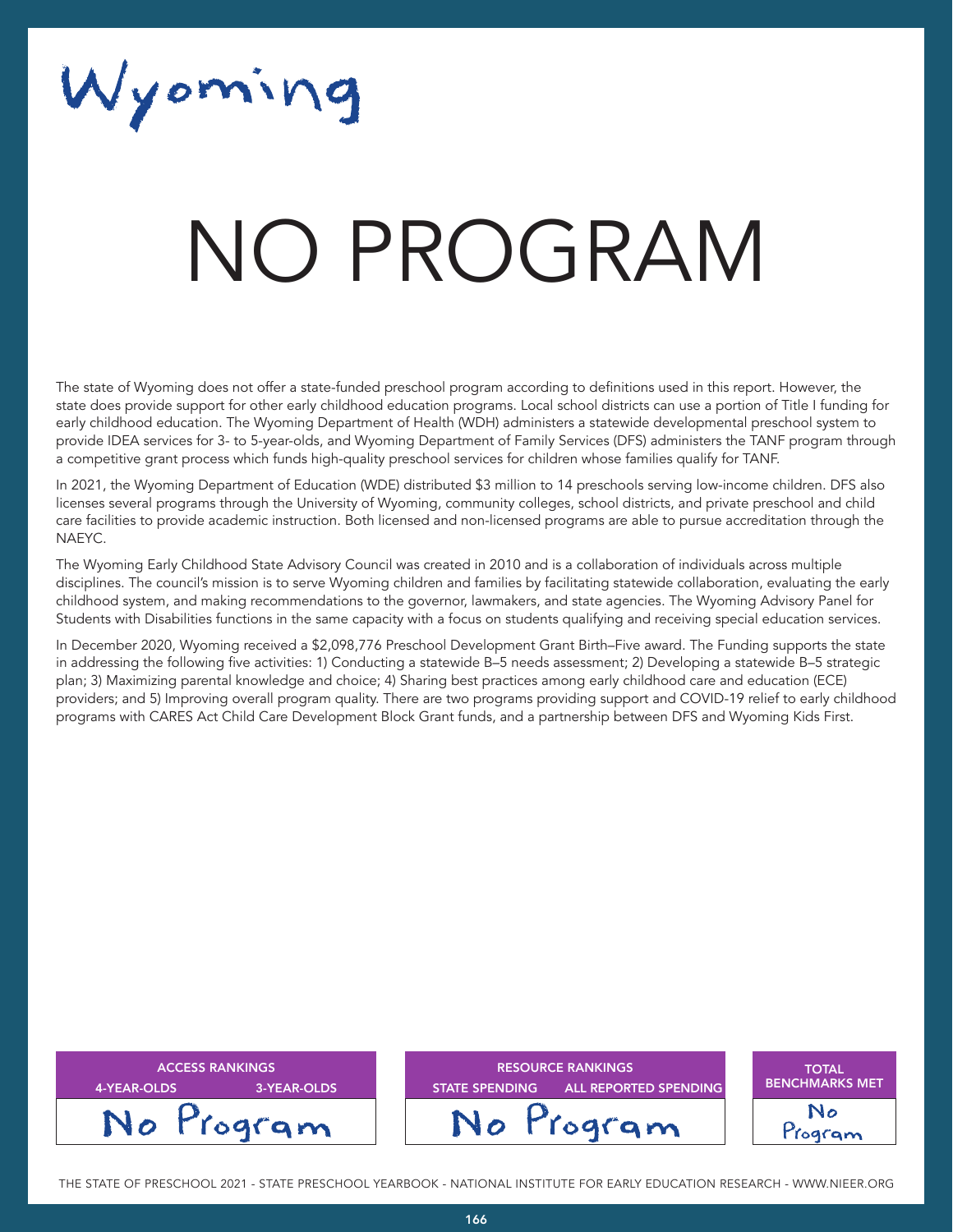# Wyoming

# NO PROGRAM

The state of Wyoming does not offer a state-funded preschool program according to definitions used in this report. However, the state does provide support for other early childhood education programs. Local school districts can use a portion of Title I funding for early childhood education. The Wyoming Department of Health (WDH) administers a statewide developmental preschool system to provide IDEA services for 3- to 5-year-olds, and Wyoming Department of Family Services (DFS) administers the TANF program through a competitive grant process which funds high-quality preschool services for children whose families qualify for TANF.

In 2021, the Wyoming Department of Education (WDE) distributed $3 million to 14 preschools serving low-income children. DFS also licenses several programs through the University of Wyoming, community colleges, school districts, and private preschool and child care facilities to provide academic instruction. Both licensed and non-licensed programs are able to pursue accreditation through the NAEYC.

The Wyoming Early Childhood State Advisory Council was created in 2010 and is a collaboration of individuals across multiple disciplines. The council's mission is to serve Wyoming children and families by facilitating statewide collaboration, evaluating the early childhood system, and making recommendations to the governor, lawmakers, and state agencies. The Wyoming Advisory Panel for Students with Disabilities functions in the same capacity with a focus on students qualifying and receiving special education services.

In December 2020, Wyoming received a $2,098,776 Preschool Development Grant Birth–Five award. The Funding supports the state in addressing the following five activities: 1) Conducting a statewide B–5 needs assessment; 2) Developing a statewide B–5 strategic plan; 3) Maximizing parental knowledge and choice; 4) Sharing best practices among early childhood care and education (ECE) providers; and 5) Improving overall program quality. There are two programs providing support and COVID-19 relief to early childhood programs with CARES Act Child Care Development Block Grant funds, and a partnership between DFS and Wyoming Kids First.

| ACCESS RANKINGS | |
|---|---|
| 4-YEAR-OLDS | 3-YEAR-OLDS |
| No Program | |

| RESOURCE RANKINGS | |
|---|---|
| STATE SPENDING | ALL REPORTED SPENDING |
| No Program | |

| TOTAL BENCHMARKS MET |
|---|
| No Program |

THE STATE OF PRESCHOOL 2021 - STATE PRESCHOOL YEARBOOK - NATIONAL INSTITUTE FOR EARLY EDUCATION RESEARCH - WWW.NIEER.ORG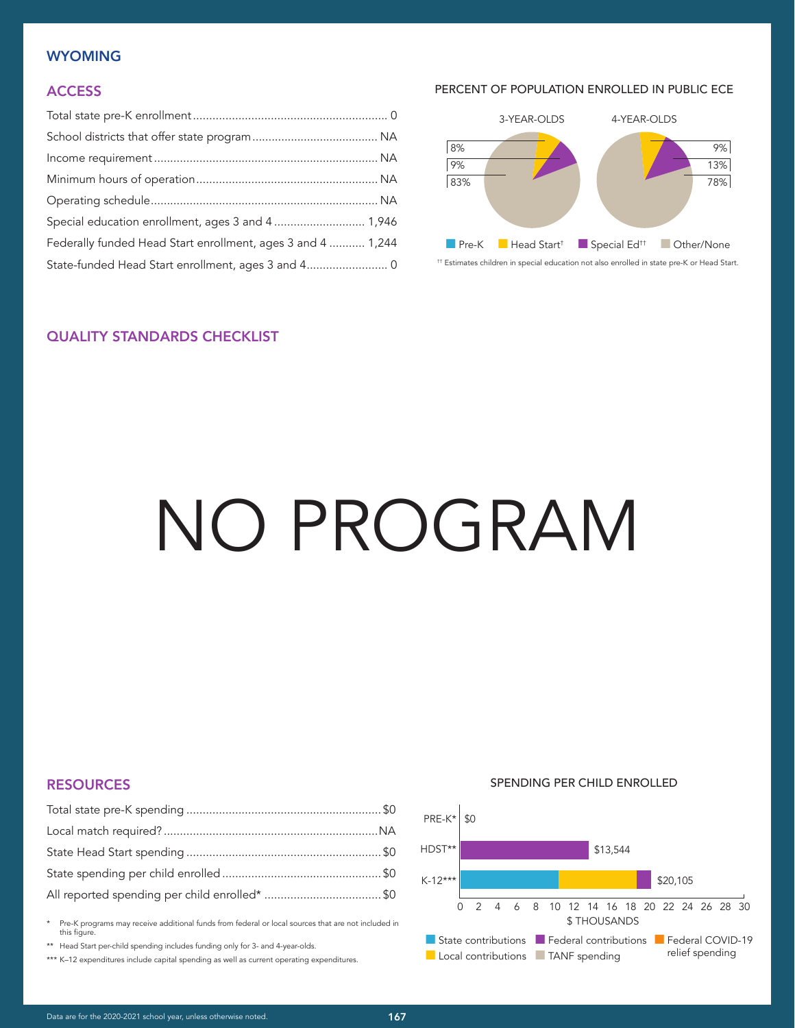# WYOMING

## ACCESS

| | |
|---|---|
| Total state pre-K enrollment | 0 |
| School districts that offer state program | NA |
| Income requirement | NA |
| Minimum hours of operation | NA |
| Operating schedule | NA |
| Special education enrollment, ages 3 and 4 | 1,946 |
| Federally funded Head Start enrollment, ages 3 and 4 | 1,244 |
| State-funded Head Start enrollment, ages 3 and 4 | 0 |

PERCENT OF POPULATION ENROLLED IN PUBLIC ECE

3-YEAR-OLDS

8%
9%
83%

4-YEAR-OLDS

9%
13%
78%

Pre-K  Head Start†  Special Ed††  Other/None

†† Estimates children in special education not also enrolled in state pre-K or Head Start.

## QUALITY STANDARDS CHECKLIST

NO PROGRAM

## RESOURCES

| | |
|---|---|
| Total state pre-K spending | $0 |
| Local match required? | NA |
| State Head Start spending | $0 |
| State spending per child enrolled | $0 |
| All reported spending per child enrolled* | $0 |

\* Pre-K programs may receive additional funds from federal or local sources that are not included in this figure.

** Head Start per-child spending includes funding only for 3- and 4-year-olds.

*** K–12 expenditures include capital spending as well as current operating expenditures.

SPENDING PER CHILD ENROLLED

PRE-K* $0

HDST** $13,544

K-12*** $20,105

0 2 4 6 8 10 12 14 16 18 20 22 24 26 28 30

$ THOUSANDS

State contributions  Federal contributions  Federal COVID-19 relief spending
Local contributions  TANF spending

Data are for the 2020-2021 school year, unless otherwise noted.